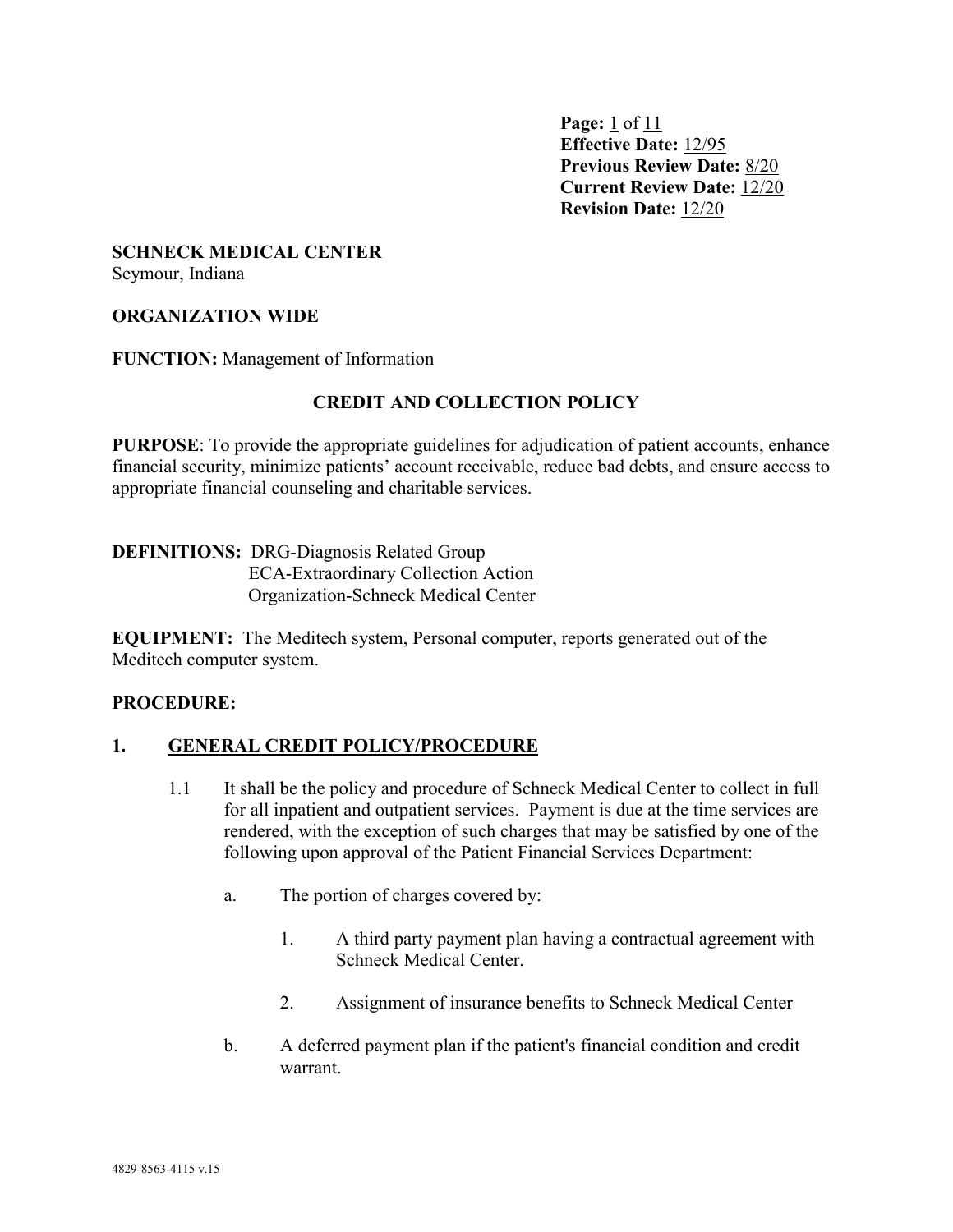**Page:** 1 of 11
**Effective Date:** 12/95
**Previous Review Date:** 8/20
**Current Review Date:** 12/20
**Revision Date:** 12/20

**SCHNECK MEDICAL CENTER**
Seymour, Indiana

**ORGANIZATION WIDE**

**FUNCTION:** Management of Information

## CREDIT AND COLLECTION POLICY

**PURPOSE**: To provide the appropriate guidelines for adjudication of patient accounts, enhance financial security, minimize patients' account receivable, reduce bad debts, and ensure access to appropriate financial counseling and charitable services.

**DEFINITIONS:** DRG-Diagnosis Related Group
ECA-Extraordinary Collection Action
Organization-Schneck Medical Center

**EQUIPMENT:** The Meditech system, Personal computer, reports generated out of the Meditech computer system.

**PROCEDURE:**

### 1. GENERAL CREDIT POLICY/PROCEDURE

1.1 It shall be the policy and procedure of Schneck Medical Center to collect in full for all inpatient and outpatient services. Payment is due at the time services are rendered, with the exception of such charges that may be satisfied by one of the following upon approval of the Patient Financial Services Department:

a. The portion of charges covered by:

1. A third party payment plan having a contractual agreement with Schneck Medical Center.

2. Assignment of insurance benefits to Schneck Medical Center

b. A deferred payment plan if the patient's financial condition and credit warrant.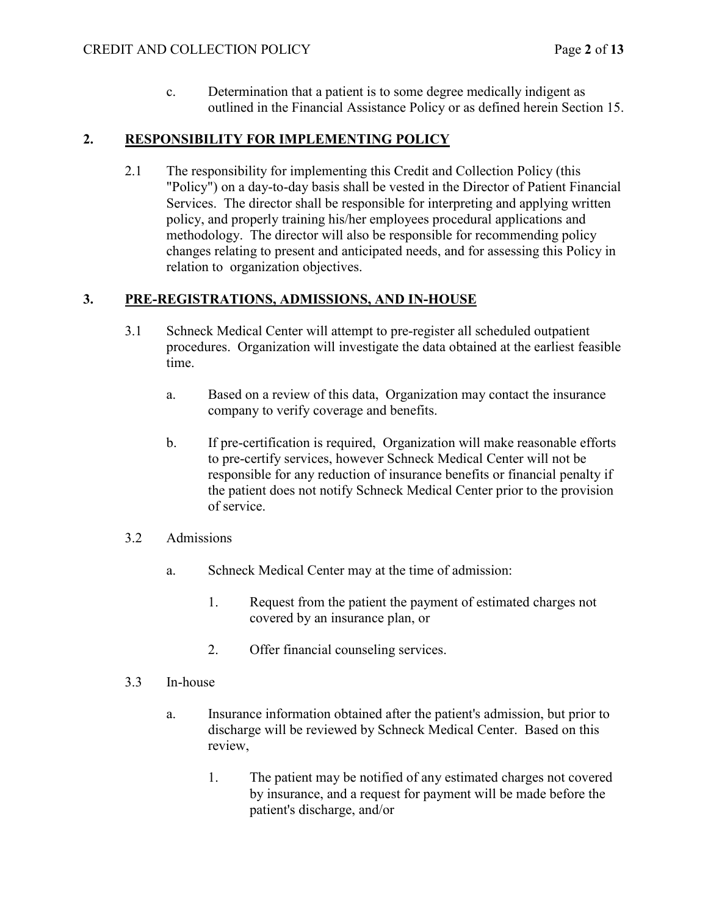c. Determination that a patient is to some degree medically indigent as outlined in the Financial Assistance Policy or as defined herein Section 15.

## 2. RESPONSIBILITY FOR IMPLEMENTING POLICY

2.1 The responsibility for implementing this Credit and Collection Policy (this "Policy") on a day-to-day basis shall be vested in the Director of Patient Financial Services. The director shall be responsible for interpreting and applying written policy, and properly training his/her employees procedural applications and methodology. The director will also be responsible for recommending policy changes relating to present and anticipated needs, and for assessing this Policy in relation to organization objectives.

## 3. PRE-REGISTRATIONS, ADMISSIONS, AND IN-HOUSE

3.1 Schneck Medical Center will attempt to pre-register all scheduled outpatient procedures. Organization will investigate the data obtained at the earliest feasible time.

a. Based on a review of this data, Organization may contact the insurance company to verify coverage and benefits.

b. If pre-certification is required, Organization will make reasonable efforts to pre-certify services, however Schneck Medical Center will not be responsible for any reduction of insurance benefits or financial penalty if the patient does not notify Schneck Medical Center prior to the provision of service.

3.2 Admissions

a. Schneck Medical Center may at the time of admission:

1. Request from the patient the payment of estimated charges not covered by an insurance plan, or

2. Offer financial counseling services.

3.3 In-house

a. Insurance information obtained after the patient's admission, but prior to discharge will be reviewed by Schneck Medical Center. Based on this review,

1. The patient may be notified of any estimated charges not covered by insurance, and a request for payment will be made before the patient's discharge, and/or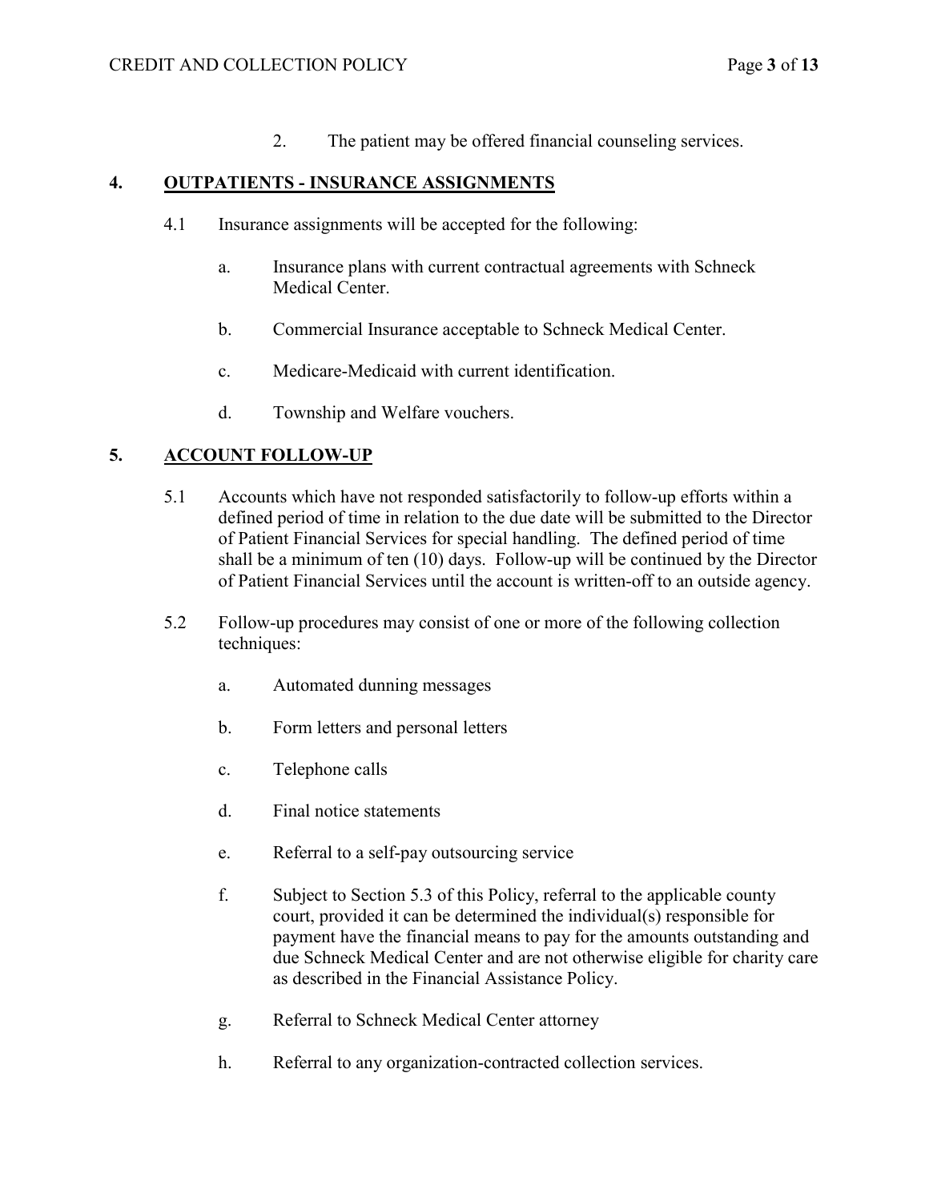2. The patient may be offered financial counseling services.

## 4. OUTPATIENTS - INSURANCE ASSIGNMENTS

4.1 Insurance assignments will be accepted for the following:

a. Insurance plans with current contractual agreements with Schneck Medical Center.

b. Commercial Insurance acceptable to Schneck Medical Center.

c. Medicare-Medicaid with current identification.

d. Township and Welfare vouchers.

## 5. ACCOUNT FOLLOW-UP

5.1 Accounts which have not responded satisfactorily to follow-up efforts within a defined period of time in relation to the due date will be submitted to the Director of Patient Financial Services for special handling. The defined period of time shall be a minimum of ten (10) days. Follow-up will be continued by the Director of Patient Financial Services until the account is written-off to an outside agency.

5.2 Follow-up procedures may consist of one or more of the following collection techniques:

a. Automated dunning messages

b. Form letters and personal letters

c. Telephone calls

d. Final notice statements

e. Referral to a self-pay outsourcing service

f. Subject to Section 5.3 of this Policy, referral to the applicable county court, provided it can be determined the individual(s) responsible for payment have the financial means to pay for the amounts outstanding and due Schneck Medical Center and are not otherwise eligible for charity care as described in the Financial Assistance Policy.

g. Referral to Schneck Medical Center attorney

h. Referral to any organization-contracted collection services.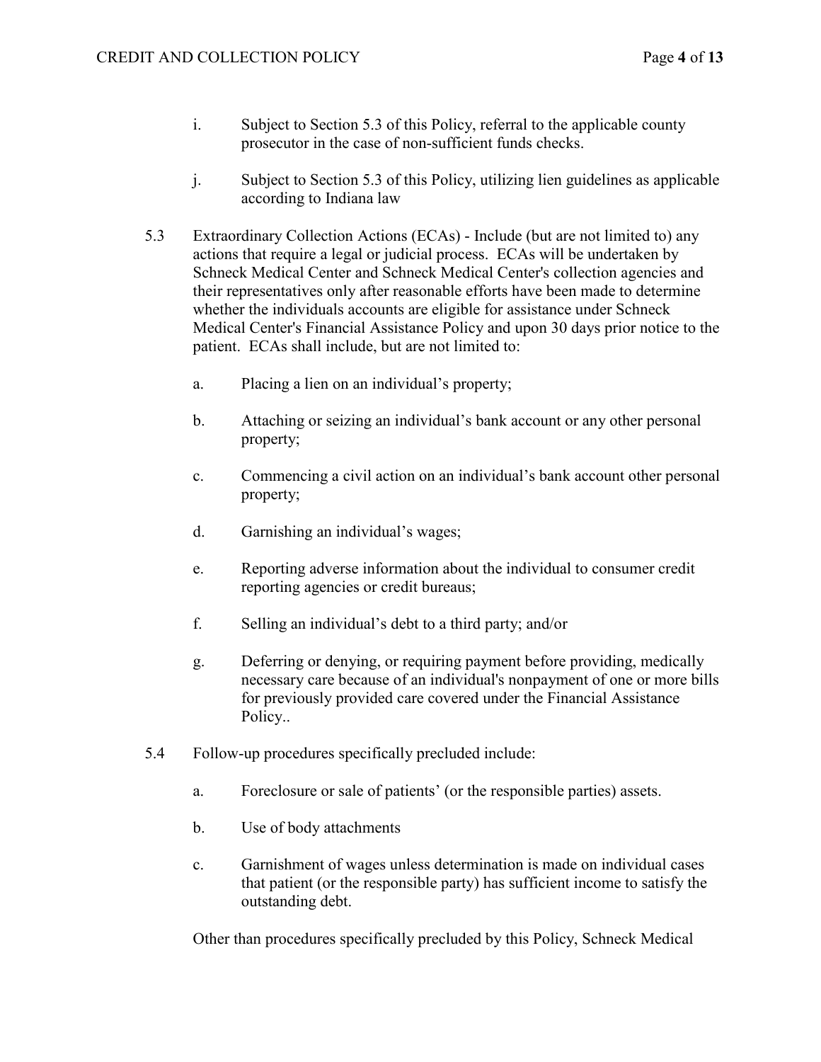i. Subject to Section 5.3 of this Policy, referral to the applicable county prosecutor in the case of non-sufficient funds checks.

j. Subject to Section 5.3 of this Policy, utilizing lien guidelines as applicable according to Indiana law

5.3 Extraordinary Collection Actions (ECAs) - Include (but are not limited to) any actions that require a legal or judicial process. ECAs will be undertaken by Schneck Medical Center and Schneck Medical Center's collection agencies and their representatives only after reasonable efforts have been made to determine whether the individuals accounts are eligible for assistance under Schneck Medical Center's Financial Assistance Policy and upon 30 days prior notice to the patient. ECAs shall include, but are not limited to:

a. Placing a lien on an individual's property;

b. Attaching or seizing an individual's bank account or any other personal property;

c. Commencing a civil action on an individual's bank account other personal property;

d. Garnishing an individual's wages;

e. Reporting adverse information about the individual to consumer credit reporting agencies or credit bureaus;

f. Selling an individual's debt to a third party; and/or

g. Deferring or denying, or requiring payment before providing, medically necessary care because of an individual's nonpayment of one or more bills for previously provided care covered under the Financial Assistance Policy..

5.4 Follow-up procedures specifically precluded include:

a. Foreclosure or sale of patients' (or the responsible parties) assets.

b. Use of body attachments

c. Garnishment of wages unless determination is made on individual cases that patient (or the responsible party) has sufficient income to satisfy the outstanding debt.

Other than procedures specifically precluded by this Policy, Schneck Medical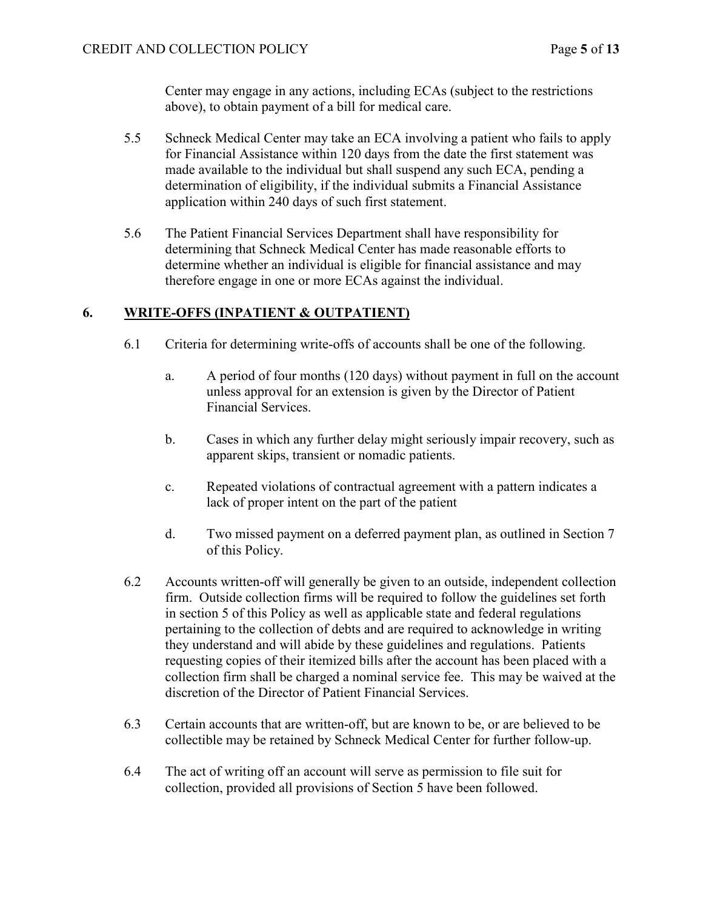Center may engage in any actions, including ECAs (subject to the restrictions above), to obtain payment of a bill for medical care.

5.5 Schneck Medical Center may take an ECA involving a patient who fails to apply for Financial Assistance within 120 days from the date the first statement was made available to the individual but shall suspend any such ECA, pending a determination of eligibility, if the individual submits a Financial Assistance application within 240 days of such first statement.

5.6 The Patient Financial Services Department shall have responsibility for determining that Schneck Medical Center has made reasonable efforts to determine whether an individual is eligible for financial assistance and may therefore engage in one or more ECAs against the individual.

## 6. WRITE-OFFS (INPATIENT & OUTPATIENT)

6.1 Criteria for determining write-offs of accounts shall be one of the following.

a. A period of four months (120 days) without payment in full on the account unless approval for an extension is given by the Director of Patient Financial Services.

b. Cases in which any further delay might seriously impair recovery, such as apparent skips, transient or nomadic patients.

c. Repeated violations of contractual agreement with a pattern indicates a lack of proper intent on the part of the patient

d. Two missed payment on a deferred payment plan, as outlined in Section 7 of this Policy.

6.2 Accounts written-off will generally be given to an outside, independent collection firm. Outside collection firms will be required to follow the guidelines set forth in section 5 of this Policy as well as applicable state and federal regulations pertaining to the collection of debts and are required to acknowledge in writing they understand and will abide by these guidelines and regulations. Patients requesting copies of their itemized bills after the account has been placed with a collection firm shall be charged a nominal service fee. This may be waived at the discretion of the Director of Patient Financial Services.

6.3 Certain accounts that are written-off, but are known to be, or are believed to be collectible may be retained by Schneck Medical Center for further follow-up.

6.4 The act of writing off an account will serve as permission to file suit for collection, provided all provisions of Section 5 have been followed.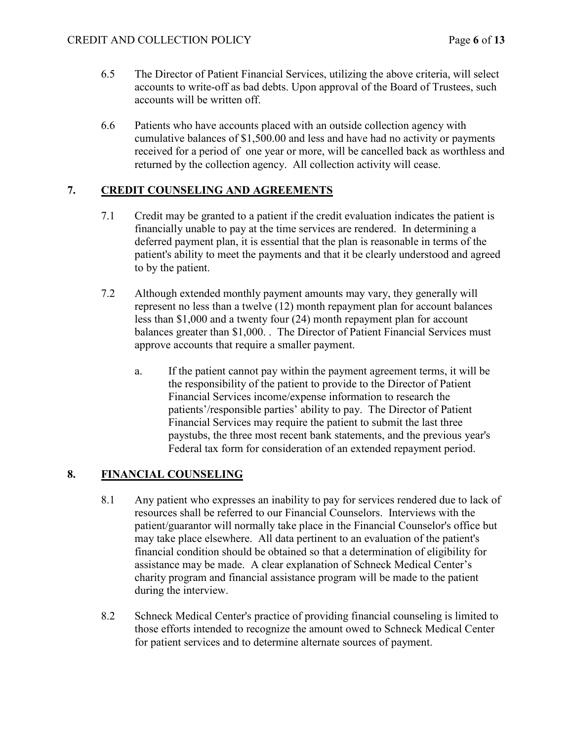6.5 The Director of Patient Financial Services, utilizing the above criteria, will select accounts to write-off as bad debts. Upon approval of the Board of Trustees, such accounts will be written off.

6.6 Patients who have accounts placed with an outside collection agency with cumulative balances of $1,500.00 and less and have had no activity or payments received for a period of one year or more, will be cancelled back as worthless and returned by the collection agency. All collection activity will cease.

## 7. CREDIT COUNSELING AND AGREEMENTS

7.1 Credit may be granted to a patient if the credit evaluation indicates the patient is financially unable to pay at the time services are rendered. In determining a deferred payment plan, it is essential that the plan is reasonable in terms of the patient's ability to meet the payments and that it be clearly understood and agreed to by the patient.

7.2 Although extended monthly payment amounts may vary, they generally will represent no less than a twelve (12) month repayment plan for account balances less than $1,000 and a twenty four (24) month repayment plan for account balances greater than $1,000. . The Director of Patient Financial Services must approve accounts that require a smaller payment.

   a. If the patient cannot pay within the payment agreement terms, it will be the responsibility of the patient to provide to the Director of Patient Financial Services income/expense information to research the patients'/responsible parties' ability to pay. The Director of Patient Financial Services may require the patient to submit the last three paystubs, the three most recent bank statements, and the previous year's Federal tax form for consideration of an extended repayment period.

## 8. FINANCIAL COUNSELING

8.1 Any patient who expresses an inability to pay for services rendered due to lack of resources shall be referred to our Financial Counselors. Interviews with the patient/guarantor will normally take place in the Financial Counselor's office but may take place elsewhere. All data pertinent to an evaluation of the patient's financial condition should be obtained so that a determination of eligibility for assistance may be made. A clear explanation of Schneck Medical Center's charity program and financial assistance program will be made to the patient during the interview.

8.2 Schneck Medical Center's practice of providing financial counseling is limited to those efforts intended to recognize the amount owed to Schneck Medical Center for patient services and to determine alternate sources of payment.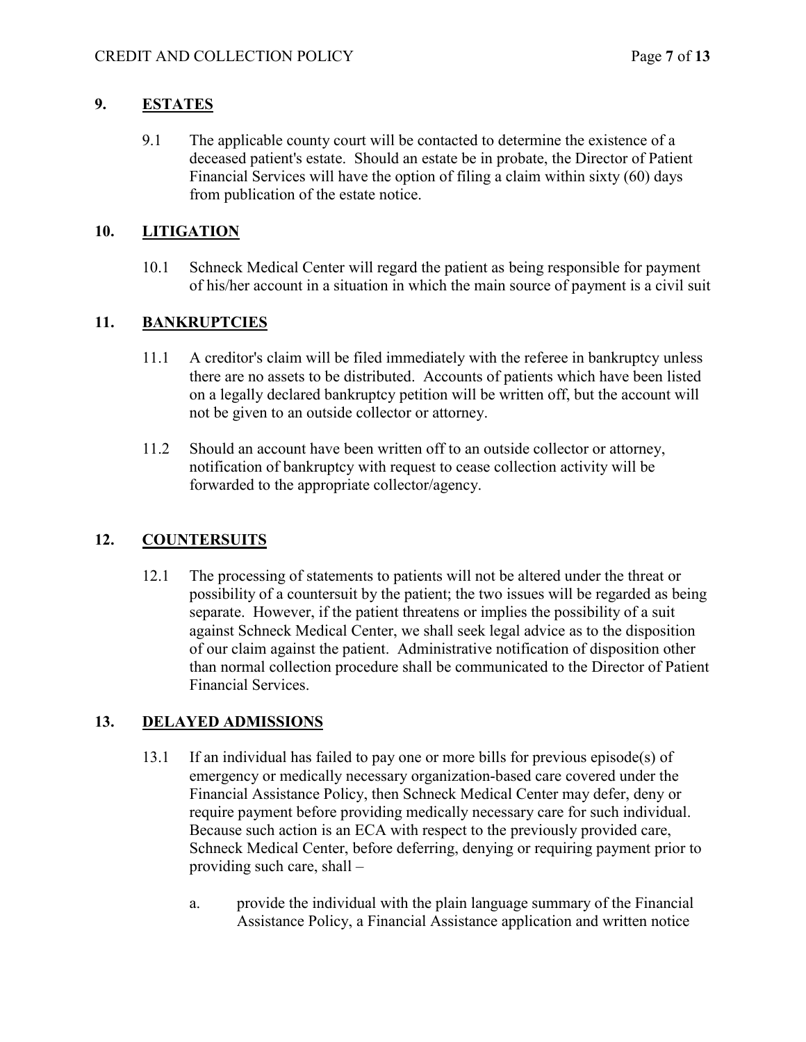## 9. ESTATES

9.1 The applicable county court will be contacted to determine the existence of a deceased patient's estate. Should an estate be in probate, the Director of Patient Financial Services will have the option of filing a claim within sixty (60) days from publication of the estate notice.

## 10. LITIGATION

10.1 Schneck Medical Center will regard the patient as being responsible for payment of his/her account in a situation in which the main source of payment is a civil suit

## 11. BANKRUPTCIES

11.1 A creditor's claim will be filed immediately with the referee in bankruptcy unless there are no assets to be distributed. Accounts of patients which have been listed on a legally declared bankruptcy petition will be written off, but the account will not be given to an outside collector or attorney.

11.2 Should an account have been written off to an outside collector or attorney, notification of bankruptcy with request to cease collection activity will be forwarded to the appropriate collector/agency.

## 12. COUNTERSUITS

12.1 The processing of statements to patients will not be altered under the threat or possibility of a countersuit by the patient; the two issues will be regarded as being separate. However, if the patient threatens or implies the possibility of a suit against Schneck Medical Center, we shall seek legal advice as to the disposition of our claim against the patient. Administrative notification of disposition other than normal collection procedure shall be communicated to the Director of Patient Financial Services.

## 13. DELAYED ADMISSIONS

13.1 If an individual has failed to pay one or more bills for previous episode(s) of emergency or medically necessary organization-based care covered under the Financial Assistance Policy, then Schneck Medical Center may defer, deny or require payment before providing medically necessary care for such individual. Because such action is an ECA with respect to the previously provided care, Schneck Medical Center, before deferring, denying or requiring payment prior to providing such care, shall –

a. provide the individual with the plain language summary of the Financial Assistance Policy, a Financial Assistance application and written notice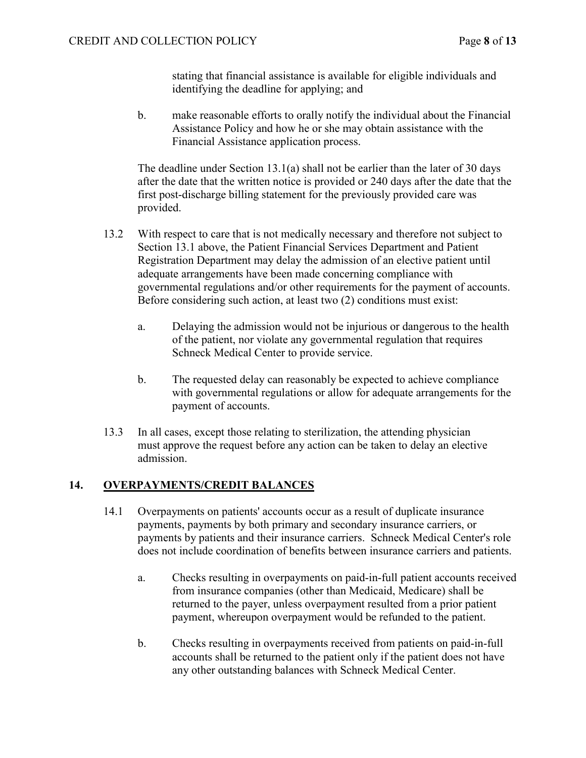stating that financial assistance is available for eligible individuals and identifying the deadline for applying; and

b. make reasonable efforts to orally notify the individual about the Financial Assistance Policy and how he or she may obtain assistance with the Financial Assistance application process.

The deadline under Section 13.1(a) shall not be earlier than the later of 30 days after the date that the written notice is provided or 240 days after the date that the first post-discharge billing statement for the previously provided care was provided.

13.2 With respect to care that is not medically necessary and therefore not subject to Section 13.1 above, the Patient Financial Services Department and Patient Registration Department may delay the admission of an elective patient until adequate arrangements have been made concerning compliance with governmental regulations and/or other requirements for the payment of accounts. Before considering such action, at least two (2) conditions must exist:

a. Delaying the admission would not be injurious or dangerous to the health of the patient, nor violate any governmental regulation that requires Schneck Medical Center to provide service.

b. The requested delay can reasonably be expected to achieve compliance with governmental regulations or allow for adequate arrangements for the payment of accounts.

13.3 In all cases, except those relating to sterilization, the attending physician must approve the request before any action can be taken to delay an elective admission.

## 14. OVERPAYMENTS/CREDIT BALANCES

14.1 Overpayments on patients' accounts occur as a result of duplicate insurance payments, payments by both primary and secondary insurance carriers, or payments by patients and their insurance carriers. Schneck Medical Center's role does not include coordination of benefits between insurance carriers and patients.

a. Checks resulting in overpayments on paid-in-full patient accounts received from insurance companies (other than Medicaid, Medicare) shall be returned to the payer, unless overpayment resulted from a prior patient payment, whereupon overpayment would be refunded to the patient.

b. Checks resulting in overpayments received from patients on paid-in-full accounts shall be returned to the patient only if the patient does not have any other outstanding balances with Schneck Medical Center.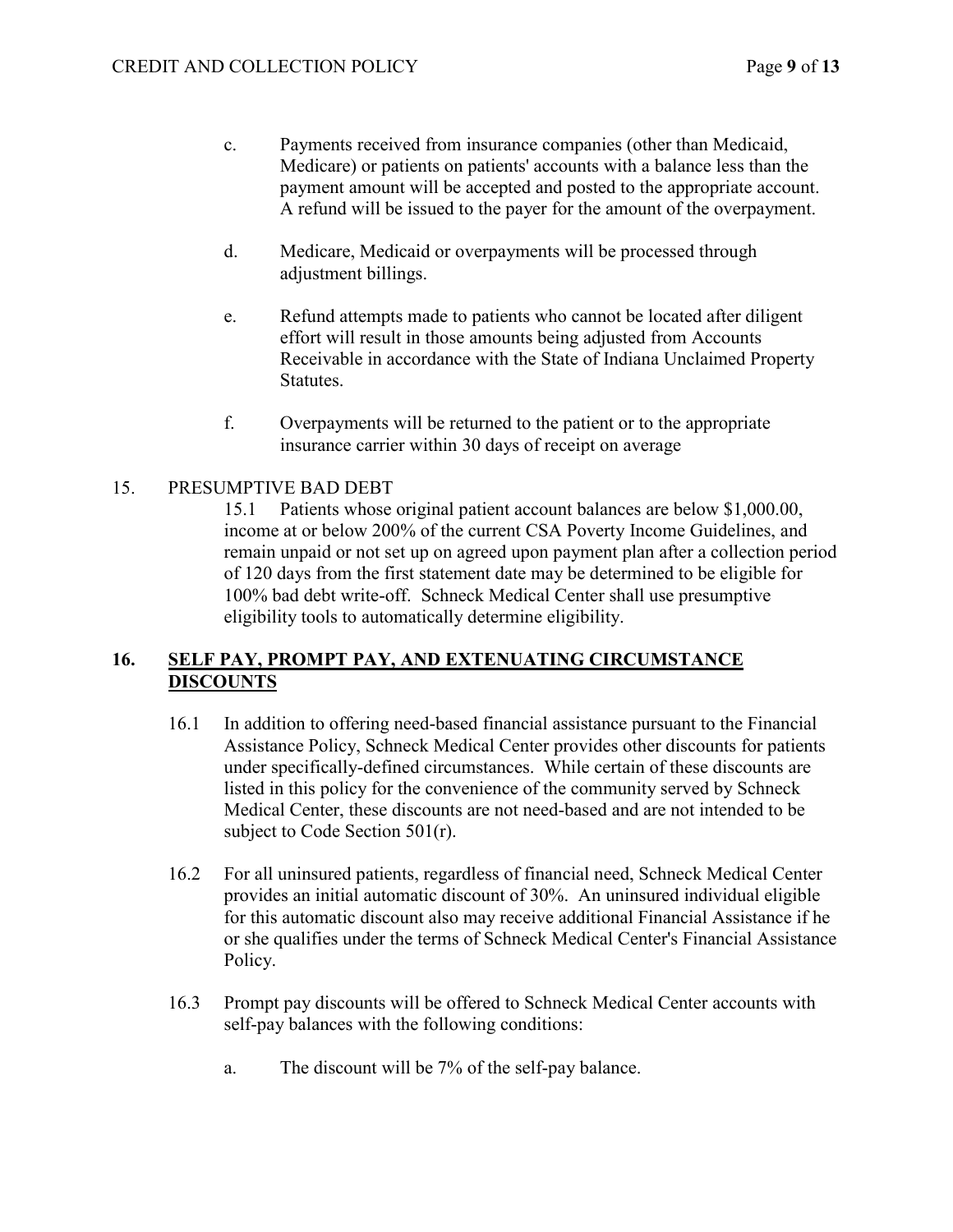c. Payments received from insurance companies (other than Medicaid, Medicare) or patients on patients' accounts with a balance less than the payment amount will be accepted and posted to the appropriate account. A refund will be issued to the payer for the amount of the overpayment.

d. Medicare, Medicaid or overpayments will be processed through adjustment billings.

e. Refund attempts made to patients who cannot be located after diligent effort will result in those amounts being adjusted from Accounts Receivable in accordance with the State of Indiana Unclaimed Property Statutes.

f. Overpayments will be returned to the patient or to the appropriate insurance carrier within 30 days of receipt on average

15. PRESUMPTIVE BAD DEBT

15.1 Patients whose original patient account balances are below $1,000.00, income at or below 200% of the current CSA Poverty Income Guidelines, and remain unpaid or not set up on agreed upon payment plan after a collection period of 120 days from the first statement date may be determined to be eligible for 100% bad debt write-off. Schneck Medical Center shall use presumptive eligibility tools to automatically determine eligibility.

## 16. <u>SELF PAY, PROMPT PAY, AND EXTENUATING CIRCUMSTANCE DISCOUNTS</u>

16.1 In addition to offering need-based financial assistance pursuant to the Financial Assistance Policy, Schneck Medical Center provides other discounts for patients under specifically-defined circumstances. While certain of these discounts are listed in this policy for the convenience of the community served by Schneck Medical Center, these discounts are not need-based and are not intended to be subject to Code Section 501(r).

16.2 For all uninsured patients, regardless of financial need, Schneck Medical Center provides an initial automatic discount of 30%. An uninsured individual eligible for this automatic discount also may receive additional Financial Assistance if he or she qualifies under the terms of Schneck Medical Center's Financial Assistance Policy.

16.3 Prompt pay discounts will be offered to Schneck Medical Center accounts with self-pay balances with the following conditions:

a. The discount will be 7% of the self-pay balance.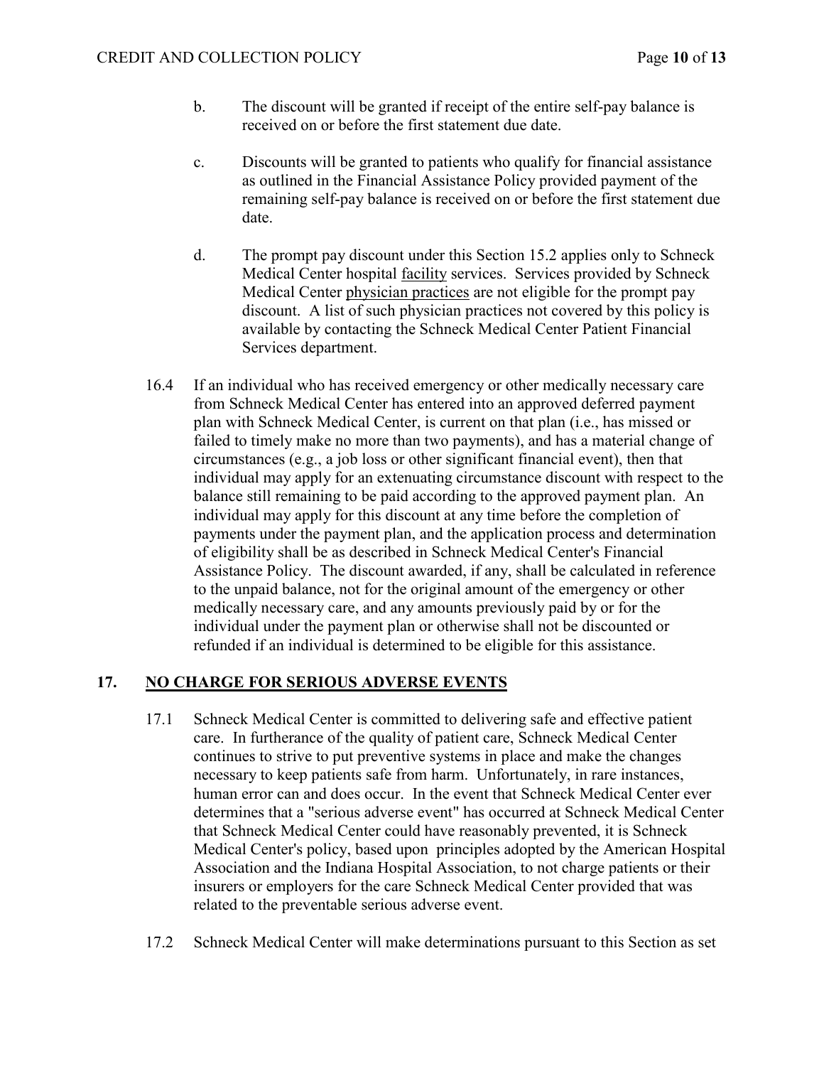b. The discount will be granted if receipt of the entire self-pay balance is received on or before the first statement due date.

c. Discounts will be granted to patients who qualify for financial assistance as outlined in the Financial Assistance Policy provided payment of the remaining self-pay balance is received on or before the first statement due date.

d. The prompt pay discount under this Section 15.2 applies only to Schneck Medical Center hospital facility services. Services provided by Schneck Medical Center physician practices are not eligible for the prompt pay discount. A list of such physician practices not covered by this policy is available by contacting the Schneck Medical Center Patient Financial Services department.

16.4 If an individual who has received emergency or other medically necessary care from Schneck Medical Center has entered into an approved deferred payment plan with Schneck Medical Center, is current on that plan (i.e., has missed or failed to timely make no more than two payments), and has a material change of circumstances (e.g., a job loss or other significant financial event), then that individual may apply for an extenuating circumstance discount with respect to the balance still remaining to be paid according to the approved payment plan. An individual may apply for this discount at any time before the completion of payments under the payment plan, and the application process and determination of eligibility shall be as described in Schneck Medical Center's Financial Assistance Policy. The discount awarded, if any, shall be calculated in reference to the unpaid balance, not for the original amount of the emergency or other medically necessary care, and any amounts previously paid by or for the individual under the payment plan or otherwise shall not be discounted or refunded if an individual is determined to be eligible for this assistance.

## 17. NO CHARGE FOR SERIOUS ADVERSE EVENTS

17.1 Schneck Medical Center is committed to delivering safe and effective patient care. In furtherance of the quality of patient care, Schneck Medical Center continues to strive to put preventive systems in place and make the changes necessary to keep patients safe from harm. Unfortunately, in rare instances, human error can and does occur. In the event that Schneck Medical Center ever determines that a "serious adverse event" has occurred at Schneck Medical Center that Schneck Medical Center could have reasonably prevented, it is Schneck Medical Center's policy, based upon principles adopted by the American Hospital Association and the Indiana Hospital Association, to not charge patients or their insurers or employers for the care Schneck Medical Center provided that was related to the preventable serious adverse event.

17.2 Schneck Medical Center will make determinations pursuant to this Section as set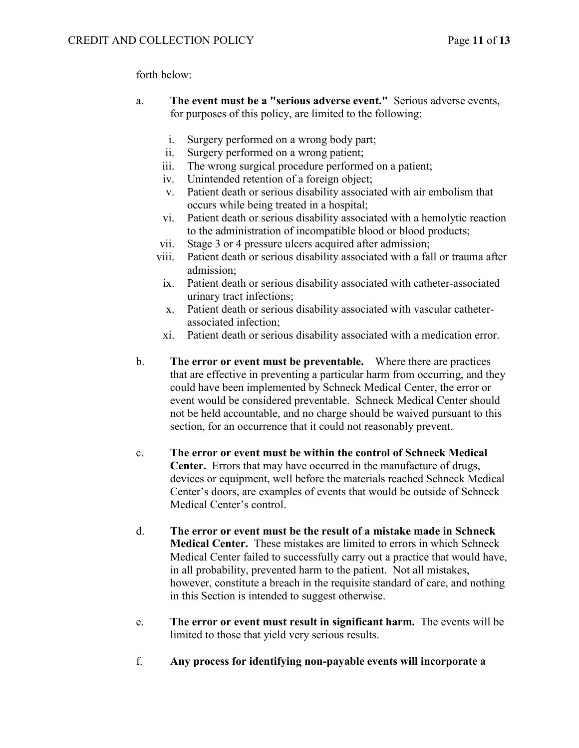forth below:

a. **The event must be a "serious adverse event."** Serious adverse events, for purposes of this policy, are limited to the following:

   i. Surgery performed on a wrong body part;
   ii. Surgery performed on a wrong patient;
   iii. The wrong surgical procedure performed on a patient;
   iv. Unintended retention of a foreign object;
   v. Patient death or serious disability associated with air embolism that occurs while being treated in a hospital;
   vi. Patient death or serious disability associated with a hemolytic reaction to the administration of incompatible blood or blood products;
   vii. Stage 3 or 4 pressure ulcers acquired after admission;
   viii. Patient death or serious disability associated with a fall or trauma after admission;
   ix. Patient death or serious disability associated with catheter-associated urinary tract infections;
   x. Patient death or serious disability associated with vascular catheter-associated infection;
   xi. Patient death or serious disability associated with a medication error.

b. **The error or event must be preventable.** Where there are practices that are effective in preventing a particular harm from occurring, and they could have been implemented by Schneck Medical Center, the error or event would be considered preventable. Schneck Medical Center should not be held accountable, and no charge should be waived pursuant to this section, for an occurrence that it could not reasonably prevent.

c. **The error or event must be within the control of Schneck Medical Center.** Errors that may have occurred in the manufacture of drugs, devices or equipment, well before the materials reached Schneck Medical Center's doors, are examples of events that would be outside of Schneck Medical Center's control.

d. **The error or event must be the result of a mistake made in Schneck Medical Center.** These mistakes are limited to errors in which Schneck Medical Center failed to successfully carry out a practice that would have, in all probability, prevented harm to the patient. Not all mistakes, however, constitute a breach in the requisite standard of care, and nothing in this Section is intended to suggest otherwise.

e. **The error or event must result in significant harm.** The events will be limited to those that yield very serious results.

f. **Any process for identifying non-payable events will incorporate a**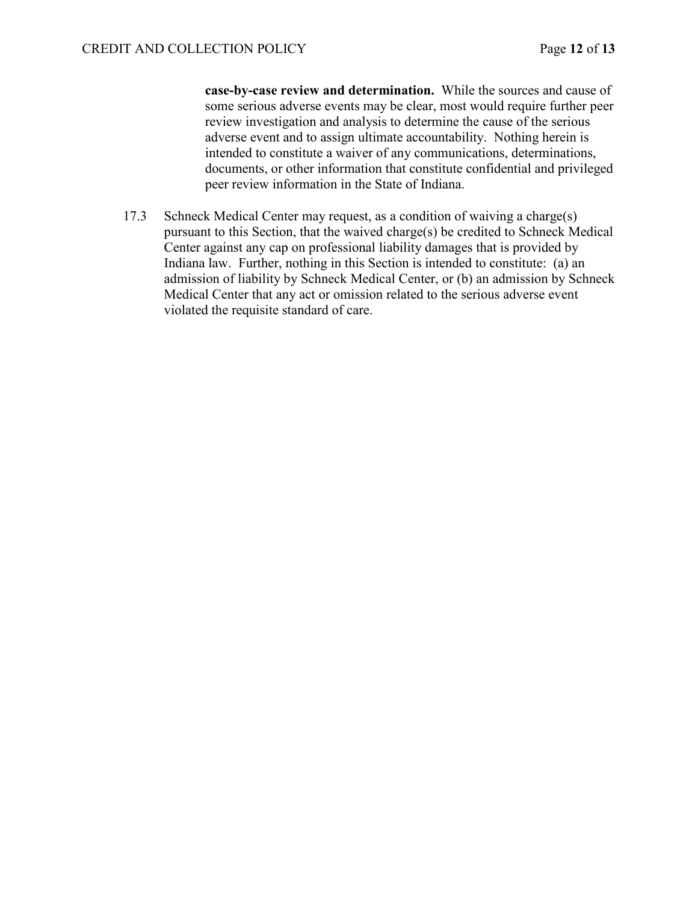**case-by-case review and determination.** While the sources and cause of some serious adverse events may be clear, most would require further peer review investigation and analysis to determine the cause of the serious adverse event and to assign ultimate accountability. Nothing herein is intended to constitute a waiver of any communications, determinations, documents, or other information that constitute confidential and privileged peer review information in the State of Indiana.

17.3 Schneck Medical Center may request, as a condition of waiving a charge(s) pursuant to this Section, that the waived charge(s) be credited to Schneck Medical Center against any cap on professional liability damages that is provided by Indiana law. Further, nothing in this Section is intended to constitute: (a) an admission of liability by Schneck Medical Center, or (b) an admission by Schneck Medical Center that any act or omission related to the serious adverse event violated the requisite standard of care.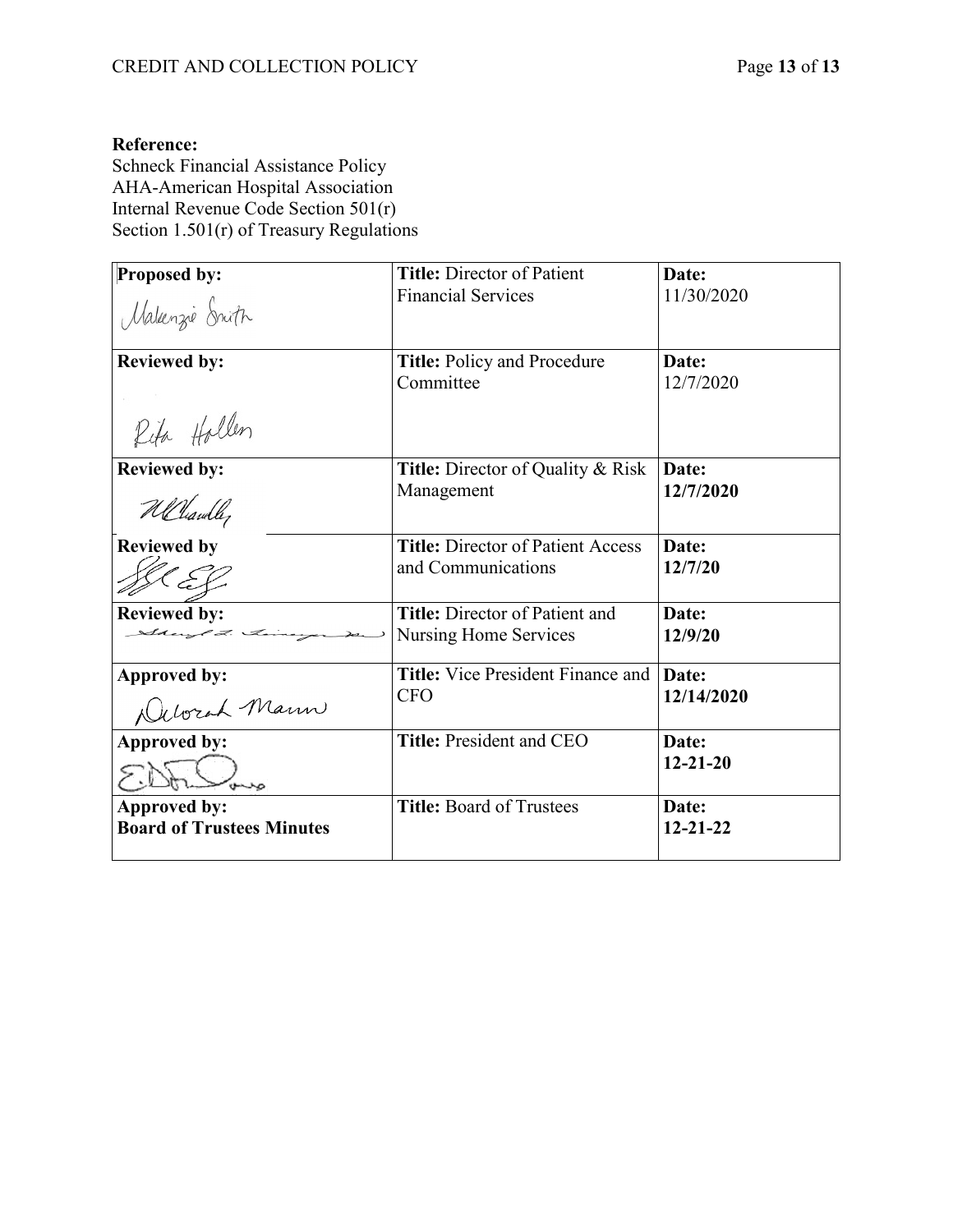**Reference:**
Schneck Financial Assistance Policy
AHA-American Hospital Association
Internal Revenue Code Section 501(r)
Section 1.501(r) of Treasury Regulations

| | | |
|---|---|---|
| **Proposed by:** Makenzie Smith | **Title:** Director of Patient Financial Services | **Date:** 11/30/2020 |
| **Reviewed by:** Rita Hollen | **Title:** Policy and Procedure Committee | **Date:** 12/7/2020 |
| **Reviewed by:** | **Title:** Director of Quality & Risk Management | **Date:** **12/7/2020** |
| **Reviewed by** | **Title:** Director of Patient Access and Communications | **Date:** **12/7/20** |
| **Reviewed by:** | **Title:** Director of Patient and Nursing Home Services | **Date:** **12/9/20** |
| **Approved by:** Deborah Mann | **Title:** Vice President Finance and CFO | **Date:** **12/14/2020** |
| **Approved by:** | **Title:** President and CEO | **Date:** **12-21-20** |
| **Approved by:** **Board of Trustees Minutes** | **Title:** Board of Trustees | **Date:** **12-21-22** |